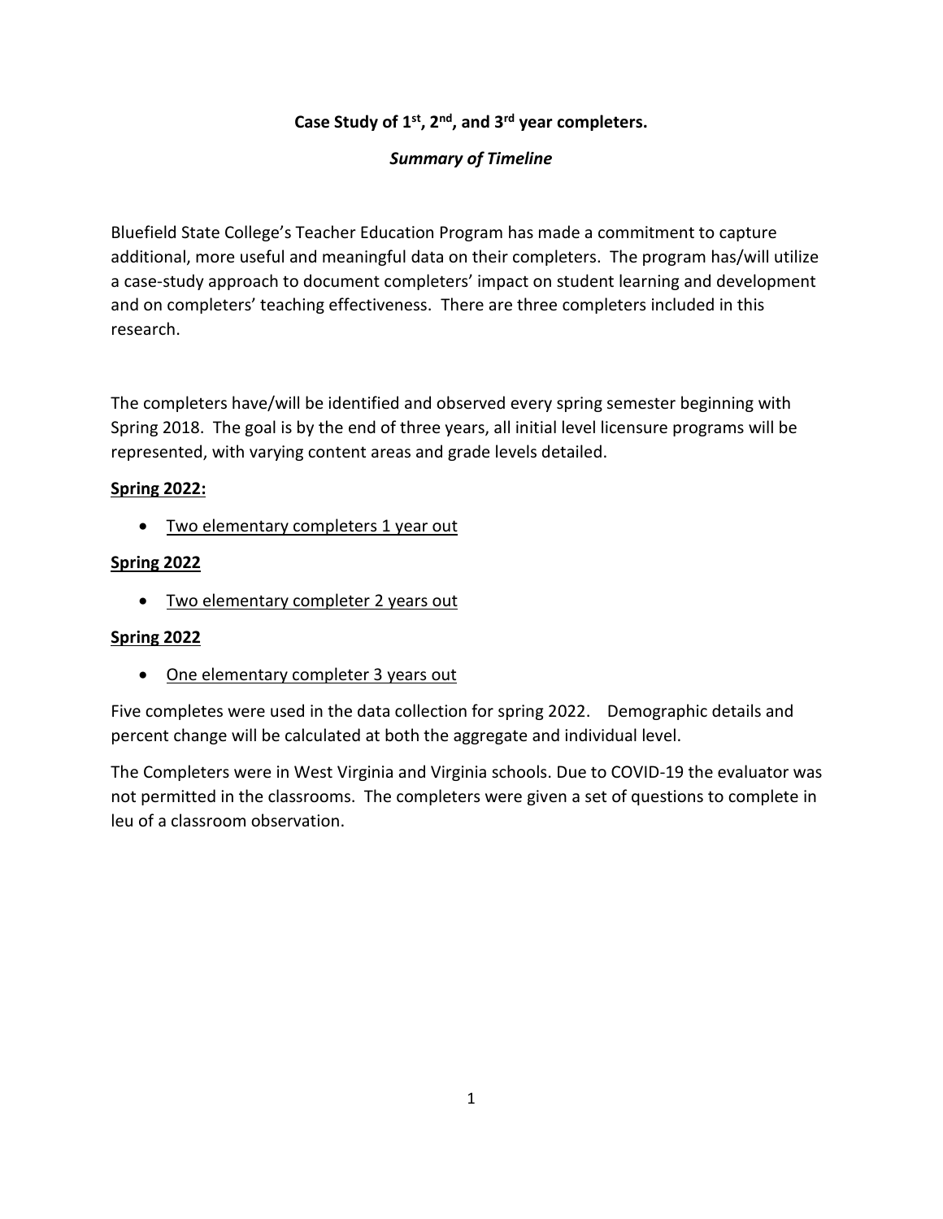**Case Study of 1st, 2nd, and 3rd year completers.**

***Summary of Timeline***

Bluefield State College's Teacher Education Program has made a commitment to capture additional, more useful and meaningful data on their completers. The program has/will utilize a case-study approach to document completers' impact on student learning and development and on completers' teaching effectiveness. There are three completers included in this research.

The completers have/will be identified and observed every spring semester beginning with Spring 2018. The goal is by the end of three years, all initial level licensure programs will be represented, with varying content areas and grade levels detailed.

**Spring 2022:**

- Two elementary completers 1 year out

**Spring 2022**

- Two elementary completer 2 years out

**Spring 2022**

- One elementary completer 3 years out

Five completes were used in the data collection for spring 2022. Demographic details and percent change will be calculated at both the aggregate and individual level.

The Completers were in West Virginia and Virginia schools. Due to COVID-19 the evaluator was not permitted in the classrooms. The completers were given a set of questions to complete in leu of a classroom observation.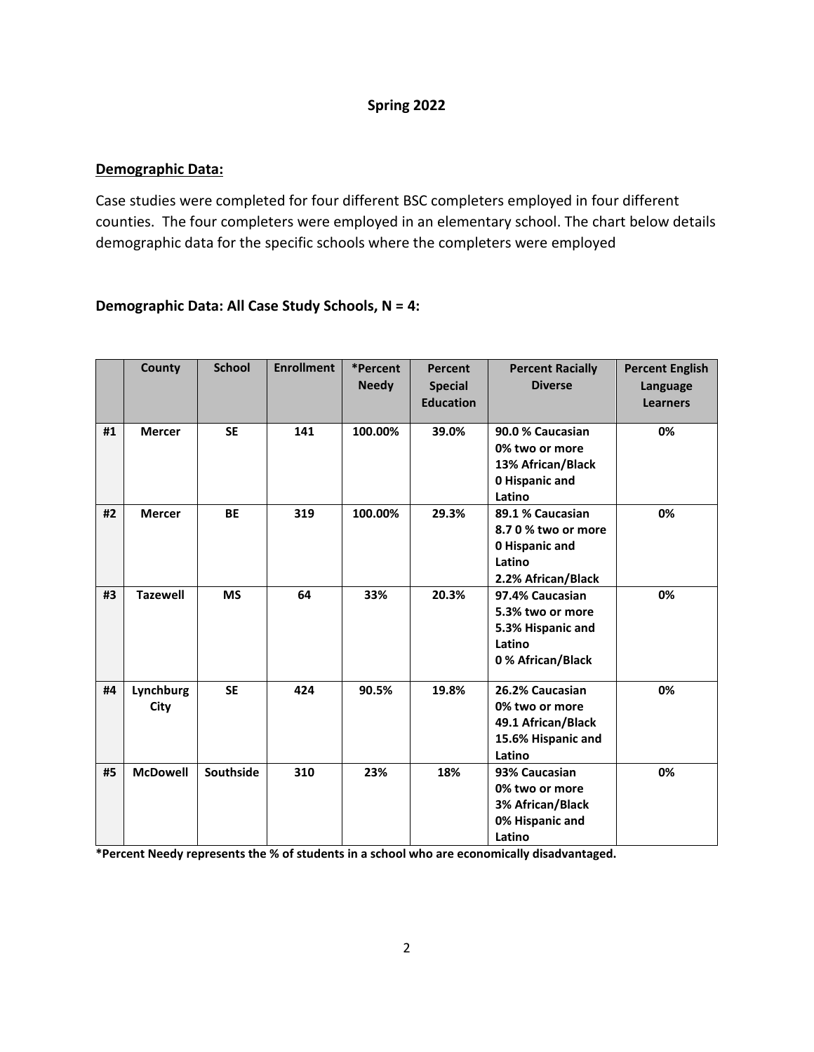**Spring 2022**

## Demographic Data:

Case studies were completed for four different BSC completers employed in four different counties. The four completers were employed in an elementary school. The chart below details demographic data for the specific schools where the completers were employed

### Demographic Data: All Case Study Schools, N = 4:

| | County | School | Enrollment | *Percent Needy | Percent Special Education | Percent Racially Diverse | Percent English Language Learners |
|---|---|---|---|---|---|---|---|
| #1 | Mercer | SE | 141 | 100.00% | 39.0% | 90.0 % Caucasian<br>0% two or more<br>13% African/Black<br>0 Hispanic and Latino | 0% |
| #2 | Mercer | BE | 319 | 100.00% | 29.3% | 89.1 % Caucasian<br>8.7 0 % two or more<br>0 Hispanic and Latino<br>2.2% African/Black | 0% |
| #3 | Tazewell | MS | 64 | 33% | 20.3% | 97.4% Caucasian<br>5.3% two or more<br>5.3% Hispanic and Latino<br>0 % African/Black | 0% |
| #4 | Lynchburg City | SE | 424 | 90.5% | 19.8% | 26.2% Caucasian<br>0% two or more<br>49.1 African/Black<br>15.6% Hispanic and Latino | 0% |
| #5 | McDowell | Southside | 310 | 23% | 18% | 93% Caucasian<br>0% two or more<br>3% African/Black<br>0% Hispanic and Latino | 0% |

**\*Percent Needy represents the % of students in a school who are economically disadvantaged.**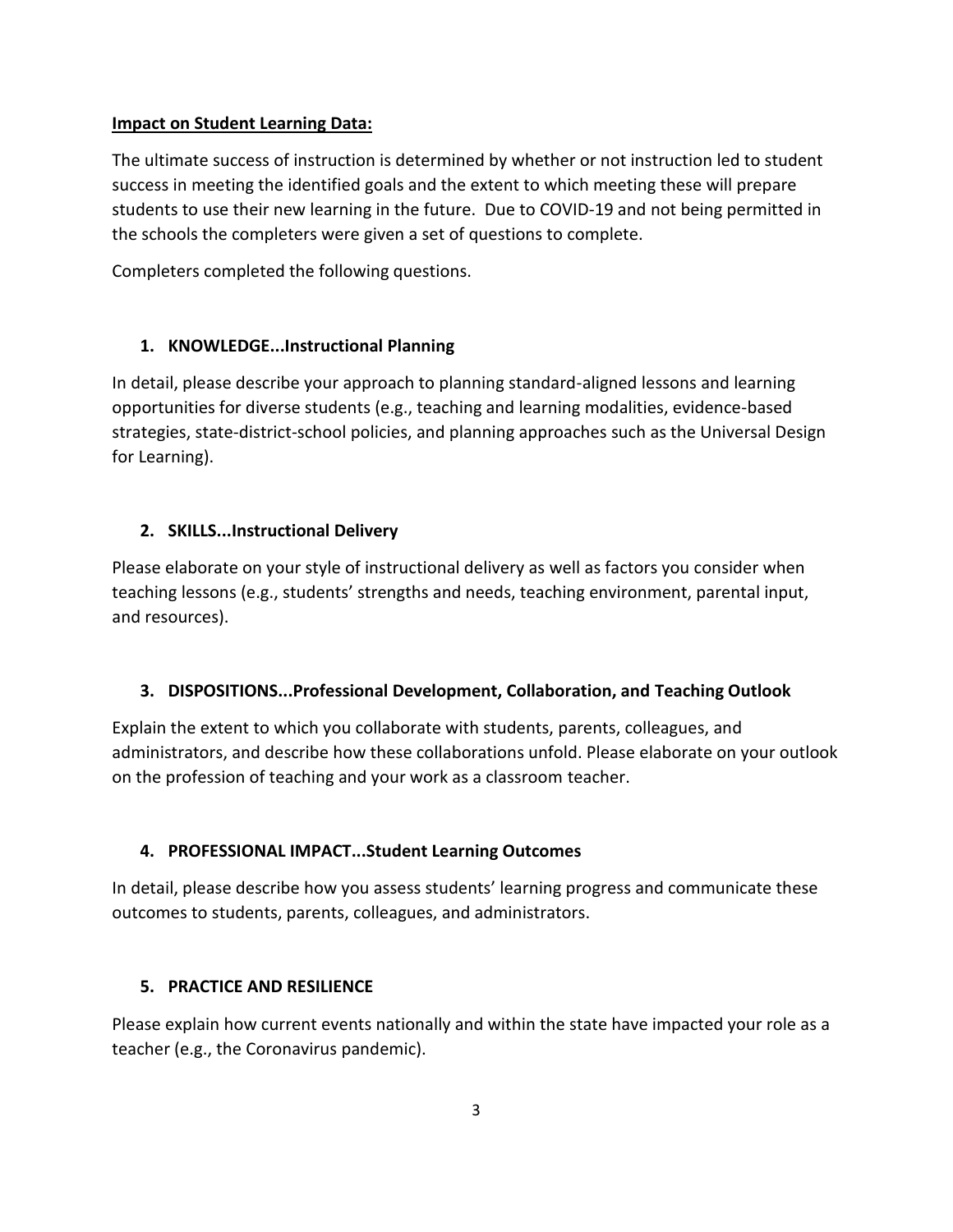**Impact on Student Learning Data:**

The ultimate success of instruction is determined by whether or not instruction led to student success in meeting the identified goals and the extent to which meeting these will prepare students to use their new learning in the future. Due to COVID-19 and not being permitted in the schools the completers were given a set of questions to complete.

Completers completed the following questions.

1. **KNOWLEDGE...Instructional Planning**

In detail, please describe your approach to planning standard-aligned lessons and learning opportunities for diverse students (e.g., teaching and learning modalities, evidence-based strategies, state-district-school policies, and planning approaches such as the Universal Design for Learning).

2. **SKILLS...Instructional Delivery**

Please elaborate on your style of instructional delivery as well as factors you consider when teaching lessons (e.g., students' strengths and needs, teaching environment, parental input, and resources).

3. **DISPOSITIONS...Professional Development, Collaboration, and Teaching Outlook**

Explain the extent to which you collaborate with students, parents, colleagues, and administrators, and describe how these collaborations unfold. Please elaborate on your outlook on the profession of teaching and your work as a classroom teacher.

4. **PROFESSIONAL IMPACT...Student Learning Outcomes**

In detail, please describe how you assess students' learning progress and communicate these outcomes to students, parents, colleagues, and administrators.

5. **PRACTICE AND RESILIENCE**

Please explain how current events nationally and within the state have impacted your role as a teacher (e.g., the Coronavirus pandemic).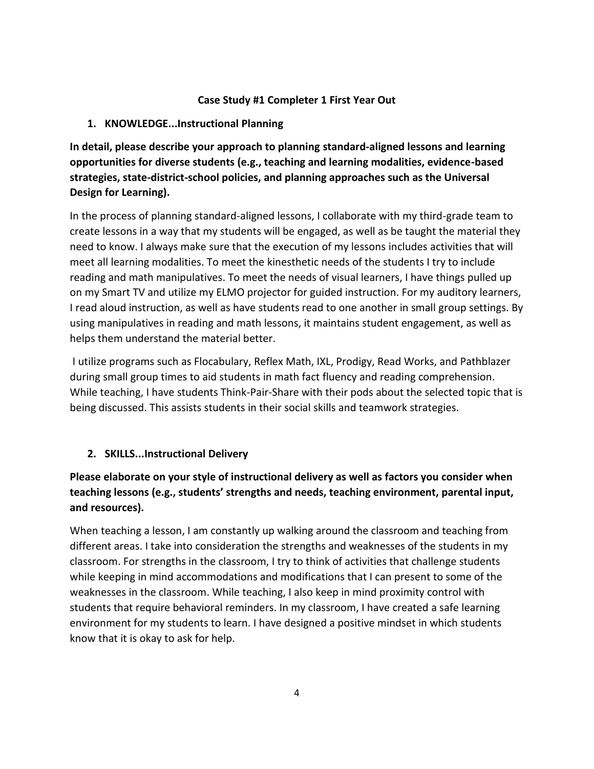## Case Study #1 Completer 1 First Year Out

### 1. KNOWLEDGE...Instructional Planning

**In detail, please describe your approach to planning standard-aligned lessons and learning opportunities for diverse students (e.g., teaching and learning modalities, evidence-based strategies, state-district-school policies, and planning approaches such as the Universal Design for Learning).**

In the process of planning standard-aligned lessons, I collaborate with my third-grade team to create lessons in a way that my students will be engaged, as well as be taught the material they need to know. I always make sure that the execution of my lessons includes activities that will meet all learning modalities. To meet the kinesthetic needs of the students I try to include reading and math manipulatives. To meet the needs of visual learners, I have things pulled up on my Smart TV and utilize my ELMO projector for guided instruction. For my auditory learners, I read aloud instruction, as well as have students read to one another in small group settings. By using manipulatives in reading and math lessons, it maintains student engagement, as well as helps them understand the material better.

I utilize programs such as Flocabulary, Reflex Math, IXL, Prodigy, Read Works, and Pathblazer during small group times to aid students in math fact fluency and reading comprehension. While teaching, I have students Think-Pair-Share with their pods about the selected topic that is being discussed. This assists students in their social skills and teamwork strategies.

### 2. SKILLS...Instructional Delivery

**Please elaborate on your style of instructional delivery as well as factors you consider when teaching lessons (e.g., students' strengths and needs, teaching environment, parental input, and resources).**

When teaching a lesson, I am constantly up walking around the classroom and teaching from different areas. I take into consideration the strengths and weaknesses of the students in my classroom. For strengths in the classroom, I try to think of activities that challenge students while keeping in mind accommodations and modifications that I can present to some of the weaknesses in the classroom. While teaching, I also keep in mind proximity control with students that require behavioral reminders. In my classroom, I have created a safe learning environment for my students to learn. I have designed a positive mindset in which students know that it is okay to ask for help.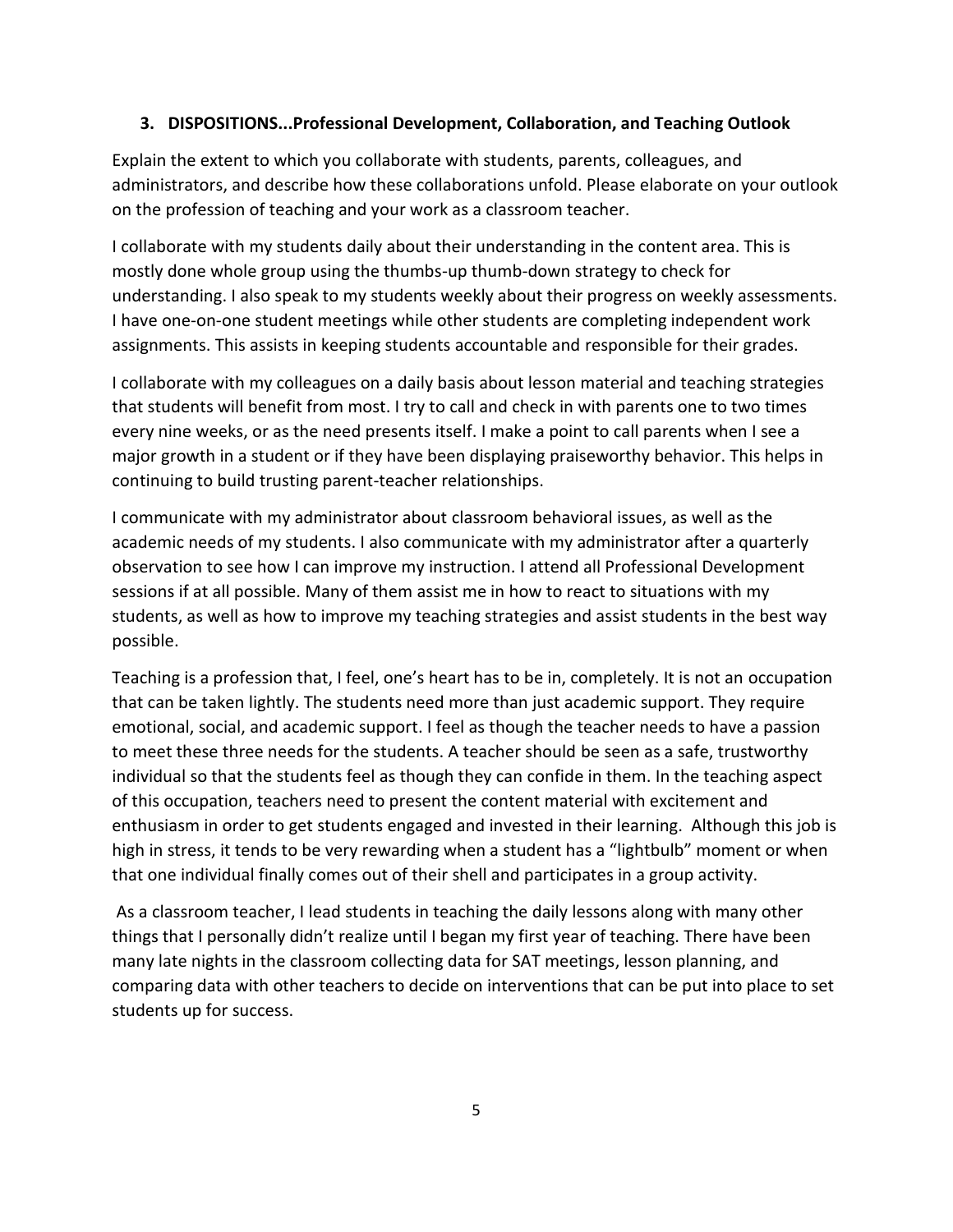### 3. DISPOSITIONS...Professional Development, Collaboration, and Teaching Outlook

Explain the extent to which you collaborate with students, parents, colleagues, and administrators, and describe how these collaborations unfold. Please elaborate on your outlook on the profession of teaching and your work as a classroom teacher.

I collaborate with my students daily about their understanding in the content area. This is mostly done whole group using the thumbs-up thumb-down strategy to check for understanding. I also speak to my students weekly about their progress on weekly assessments. I have one-on-one student meetings while other students are completing independent work assignments. This assists in keeping students accountable and responsible for their grades.

I collaborate with my colleagues on a daily basis about lesson material and teaching strategies that students will benefit from most. I try to call and check in with parents one to two times every nine weeks, or as the need presents itself. I make a point to call parents when I see a major growth in a student or if they have been displaying praiseworthy behavior. This helps in continuing to build trusting parent-teacher relationships.

I communicate with my administrator about classroom behavioral issues, as well as the academic needs of my students. I also communicate with my administrator after a quarterly observation to see how I can improve my instruction. I attend all Professional Development sessions if at all possible. Many of them assist me in how to react to situations with my students, as well as how to improve my teaching strategies and assist students in the best way possible.

Teaching is a profession that, I feel, one's heart has to be in, completely. It is not an occupation that can be taken lightly. The students need more than just academic support. They require emotional, social, and academic support. I feel as though the teacher needs to have a passion to meet these three needs for the students. A teacher should be seen as a safe, trustworthy individual so that the students feel as though they can confide in them. In the teaching aspect of this occupation, teachers need to present the content material with excitement and enthusiasm in order to get students engaged and invested in their learning. Although this job is high in stress, it tends to be very rewarding when a student has a "lightbulb" moment or when that one individual finally comes out of their shell and participates in a group activity.

As a classroom teacher, I lead students in teaching the daily lessons along with many other things that I personally didn't realize until I began my first year of teaching. There have been many late nights in the classroom collecting data for SAT meetings, lesson planning, and comparing data with other teachers to decide on interventions that can be put into place to set students up for success.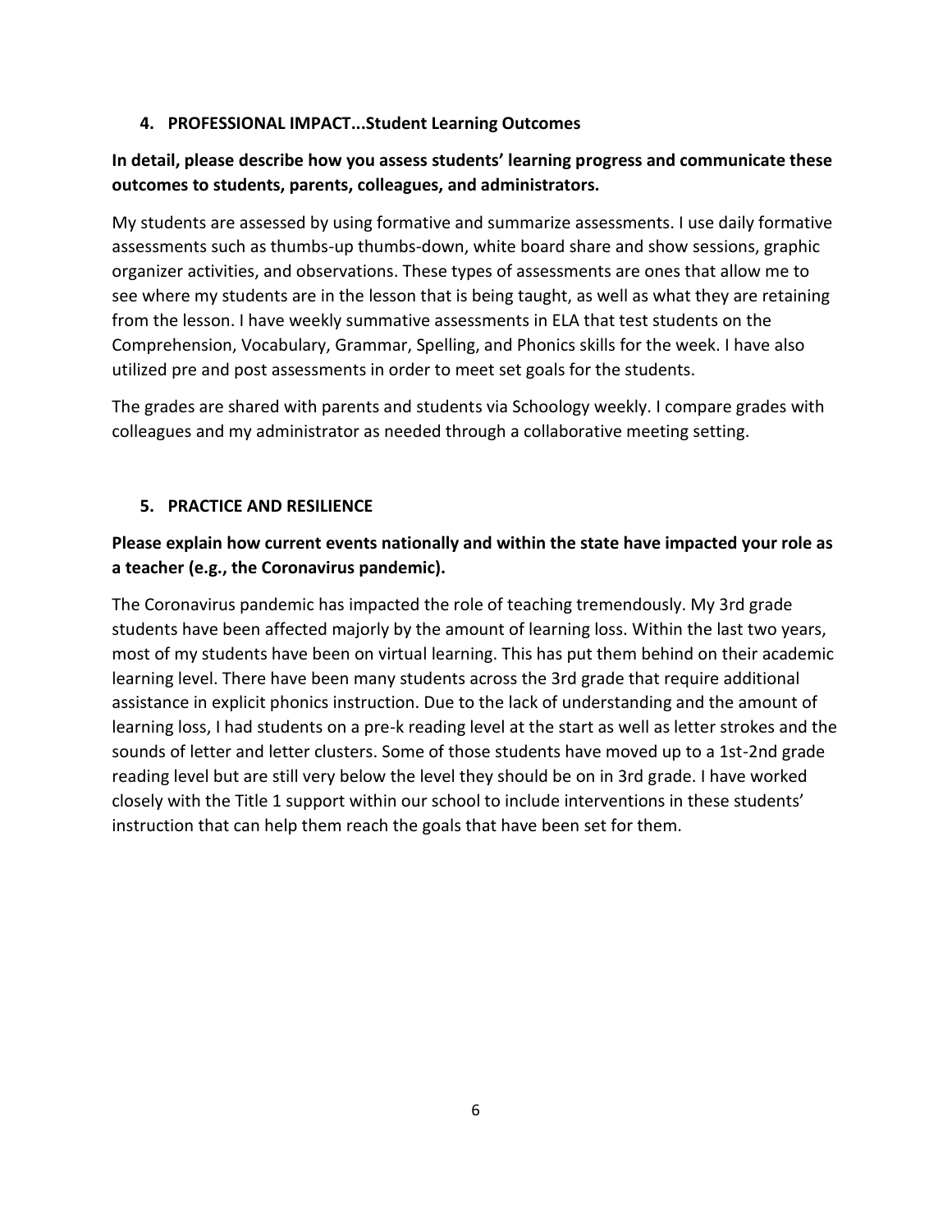## 4. PROFESSIONAL IMPACT...Student Learning Outcomes

**In detail, please describe how you assess students' learning progress and communicate these outcomes to students, parents, colleagues, and administrators.**

My students are assessed by using formative and summarize assessments. I use daily formative assessments such as thumbs-up thumbs-down, white board share and show sessions, graphic organizer activities, and observations. These types of assessments are ones that allow me to see where my students are in the lesson that is being taught, as well as what they are retaining from the lesson. I have weekly summative assessments in ELA that test students on the Comprehension, Vocabulary, Grammar, Spelling, and Phonics skills for the week. I have also utilized pre and post assessments in order to meet set goals for the students.

The grades are shared with parents and students via Schoology weekly. I compare grades with colleagues and my administrator as needed through a collaborative meeting setting.

## 5. PRACTICE AND RESILIENCE

**Please explain how current events nationally and within the state have impacted your role as a teacher (e.g., the Coronavirus pandemic).**

The Coronavirus pandemic has impacted the role of teaching tremendously. My 3rd grade students have been affected majorly by the amount of learning loss. Within the last two years, most of my students have been on virtual learning. This has put them behind on their academic learning level. There have been many students across the 3rd grade that require additional assistance in explicit phonics instruction. Due to the lack of understanding and the amount of learning loss, I had students on a pre-k reading level at the start as well as letter strokes and the sounds of letter and letter clusters. Some of those students have moved up to a 1st-2nd grade reading level but are still very below the level they should be on in 3rd grade. I have worked closely with the Title 1 support within our school to include interventions in these students' instruction that can help them reach the goals that have been set for them.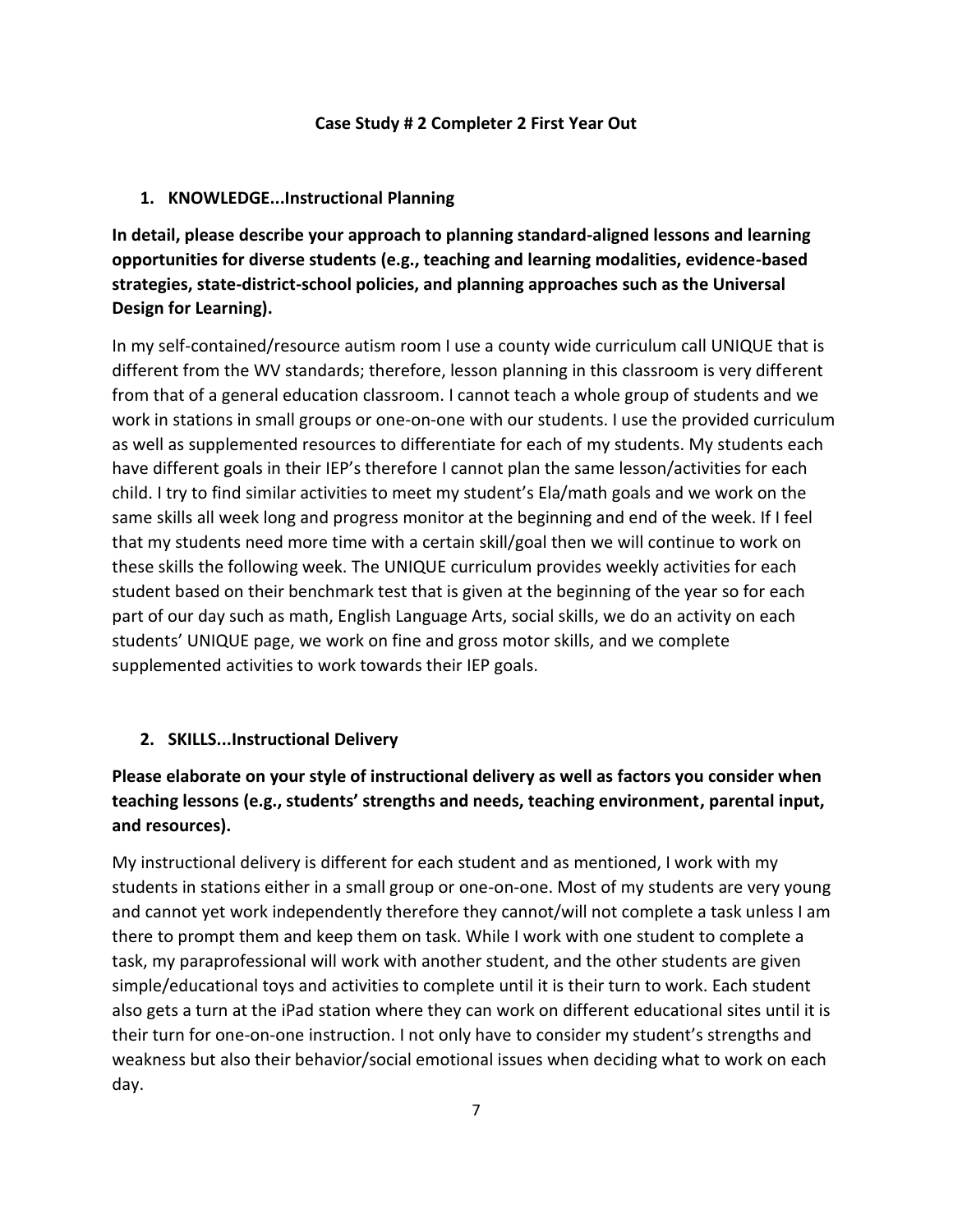## Case Study # 2 Completer 2 First Year Out

1. **KNOWLEDGE...Instructional Planning**

**In detail, please describe your approach to planning standard-aligned lessons and learning opportunities for diverse students (e.g., teaching and learning modalities, evidence-based strategies, state-district-school policies, and planning approaches such as the Universal Design for Learning).**

In my self-contained/resource autism room I use a county wide curriculum call UNIQUE that is different from the WV standards; therefore, lesson planning in this classroom is very different from that of a general education classroom. I cannot teach a whole group of students and we work in stations in small groups or one-on-one with our students. I use the provided curriculum as well as supplemented resources to differentiate for each of my students. My students each have different goals in their IEP's therefore I cannot plan the same lesson/activities for each child. I try to find similar activities to meet my student's Ela/math goals and we work on the same skills all week long and progress monitor at the beginning and end of the week. If I feel that my students need more time with a certain skill/goal then we will continue to work on these skills the following week. The UNIQUE curriculum provides weekly activities for each student based on their benchmark test that is given at the beginning of the year so for each part of our day such as math, English Language Arts, social skills, we do an activity on each students' UNIQUE page, we work on fine and gross motor skills, and we complete supplemented activities to work towards their IEP goals.

2. **SKILLS...Instructional Delivery**

**Please elaborate on your style of instructional delivery as well as factors you consider when teaching lessons (e.g., students' strengths and needs, teaching environment, parental input, and resources).**

My instructional delivery is different for each student and as mentioned, I work with my students in stations either in a small group or one-on-one. Most of my students are very young and cannot yet work independently therefore they cannot/will not complete a task unless I am there to prompt them and keep them on task. While I work with one student to complete a task, my paraprofessional will work with another student, and the other students are given simple/educational toys and activities to complete until it is their turn to work. Each student also gets a turn at the iPad station where they can work on different educational sites until it is their turn for one-on-one instruction. I not only have to consider my student's strengths and weakness but also their behavior/social emotional issues when deciding what to work on each day.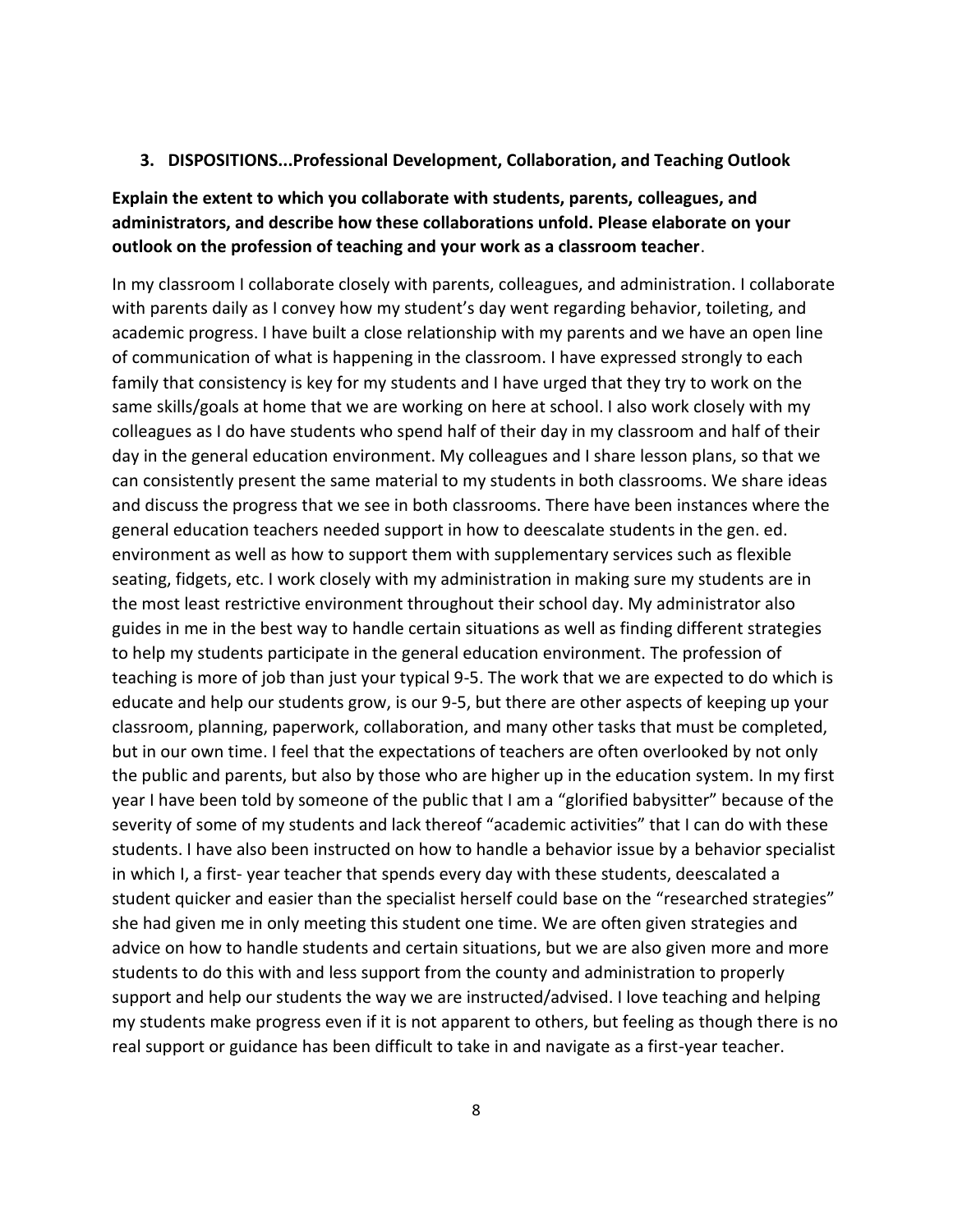### 3. DISPOSITIONS...Professional Development, Collaboration, and Teaching Outlook

**Explain the extent to which you collaborate with students, parents, colleagues, and administrators, and describe how these collaborations unfold. Please elaborate on your outlook on the profession of teaching and your work as a classroom teacher**.

In my classroom I collaborate closely with parents, colleagues, and administration. I collaborate with parents daily as I convey how my student's day went regarding behavior, toileting, and academic progress. I have built a close relationship with my parents and we have an open line of communication of what is happening in the classroom. I have expressed strongly to each family that consistency is key for my students and I have urged that they try to work on the same skills/goals at home that we are working on here at school. I also work closely with my colleagues as I do have students who spend half of their day in my classroom and half of their day in the general education environment. My colleagues and I share lesson plans, so that we can consistently present the same material to my students in both classrooms. We share ideas and discuss the progress that we see in both classrooms. There have been instances where the general education teachers needed support in how to deescalate students in the gen. ed. environment as well as how to support them with supplementary services such as flexible seating, fidgets, etc. I work closely with my administration in making sure my students are in the most least restrictive environment throughout their school day. My administrator also guides in me in the best way to handle certain situations as well as finding different strategies to help my students participate in the general education environment. The profession of teaching is more of job than just your typical 9-5. The work that we are expected to do which is educate and help our students grow, is our 9-5, but there are other aspects of keeping up your classroom, planning, paperwork, collaboration, and many other tasks that must be completed, but in our own time. I feel that the expectations of teachers are often overlooked by not only the public and parents, but also by those who are higher up in the education system. In my first year I have been told by someone of the public that I am a "glorified babysitter" because of the severity of some of my students and lack thereof "academic activities" that I can do with these students. I have also been instructed on how to handle a behavior issue by a behavior specialist in which I, a first- year teacher that spends every day with these students, deescalated a student quicker and easier than the specialist herself could base on the "researched strategies" she had given me in only meeting this student one time. We are often given strategies and advice on how to handle students and certain situations, but we are also given more and more students to do this with and less support from the county and administration to properly support and help our students the way we are instructed/advised. I love teaching and helping my students make progress even if it is not apparent to others, but feeling as though there is no real support or guidance has been difficult to take in and navigate as a first-year teacher.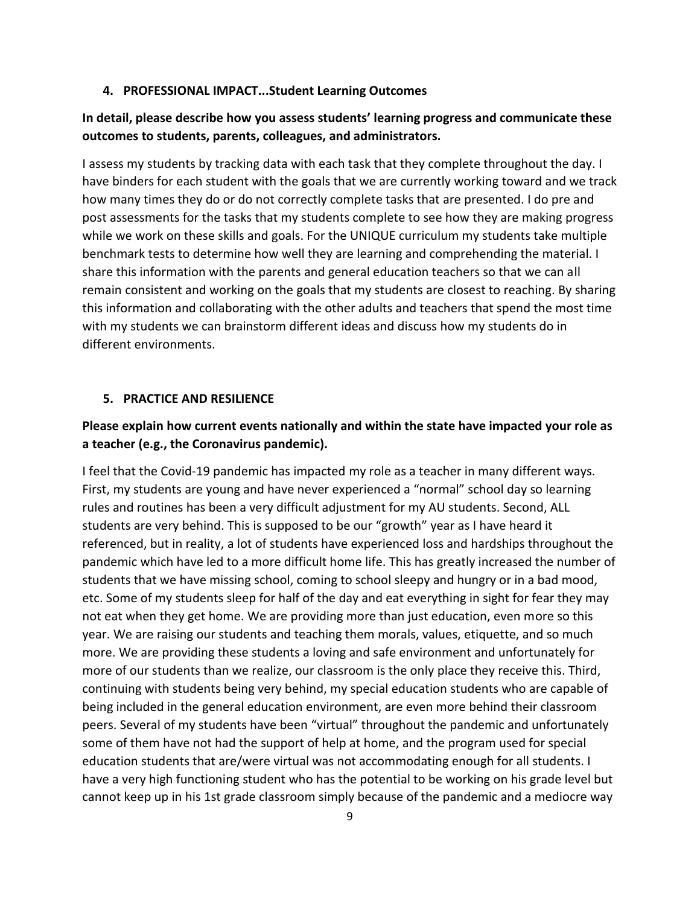#### 4. PROFESSIONAL IMPACT...Student Learning Outcomes

**In detail, please describe how you assess students' learning progress and communicate these outcomes to students, parents, colleagues, and administrators.**

I assess my students by tracking data with each task that they complete throughout the day. I have binders for each student with the goals that we are currently working toward and we track how many times they do or do not correctly complete tasks that are presented. I do pre and post assessments for the tasks that my students complete to see how they are making progress while we work on these skills and goals. For the UNIQUE curriculum my students take multiple benchmark tests to determine how well they are learning and comprehending the material. I share this information with the parents and general education teachers so that we can all remain consistent and working on the goals that my students are closest to reaching. By sharing this information and collaborating with the other adults and teachers that spend the most time with my students we can brainstorm different ideas and discuss how my students do in different environments.

#### 5. PRACTICE AND RESILIENCE

**Please explain how current events nationally and within the state have impacted your role as a teacher (e.g., the Coronavirus pandemic).**

I feel that the Covid-19 pandemic has impacted my role as a teacher in many different ways. First, my students are young and have never experienced a "normal" school day so learning rules and routines has been a very difficult adjustment for my AU students. Second, ALL students are very behind. This is supposed to be our "growth" year as I have heard it referenced, but in reality, a lot of students have experienced loss and hardships throughout the pandemic which have led to a more difficult home life. This has greatly increased the number of students that we have missing school, coming to school sleepy and hungry or in a bad mood, etc. Some of my students sleep for half of the day and eat everything in sight for fear they may not eat when they get home. We are providing more than just education, even more so this year. We are raising our students and teaching them morals, values, etiquette, and so much more. We are providing these students a loving and safe environment and unfortunately for more of our students than we realize, our classroom is the only place they receive this. Third, continuing with students being very behind, my special education students who are capable of being included in the general education environment, are even more behind their classroom peers. Several of my students have been "virtual" throughout the pandemic and unfortunately some of them have not had the support of help at home, and the program used for special education students that are/were virtual was not accommodating enough for all students. I have a very high functioning student who has the potential to be working on his grade level but cannot keep up in his 1st grade classroom simply because of the pandemic and a mediocre way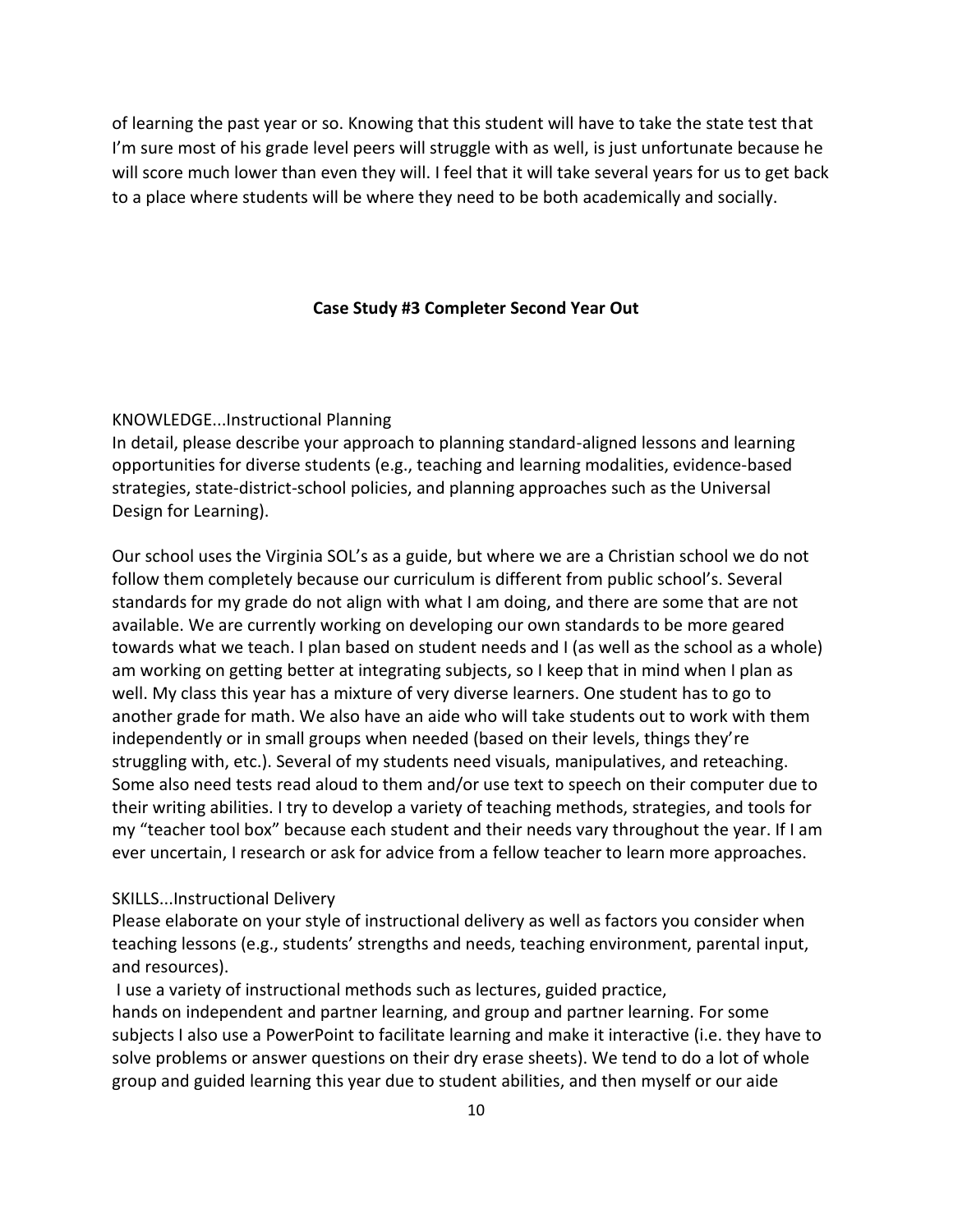of learning the past year or so. Knowing that this student will have to take the state test that I'm sure most of his grade level peers will struggle with as well, is just unfortunate because he will score much lower than even they will. I feel that it will take several years for us to get back to a place where students will be where they need to be both academically and socially.

**Case Study #3 Completer Second Year Out**

KNOWLEDGE...Instructional Planning

In detail, please describe your approach to planning standard-aligned lessons and learning opportunities for diverse students (e.g., teaching and learning modalities, evidence-based strategies, state-district-school policies, and planning approaches such as the Universal Design for Learning).

Our school uses the Virginia SOL's as a guide, but where we are a Christian school we do not follow them completely because our curriculum is different from public school's. Several standards for my grade do not align with what I am doing, and there are some that are not available. We are currently working on developing our own standards to be more geared towards what we teach. I plan based on student needs and I (as well as the school as a whole) am working on getting better at integrating subjects, so I keep that in mind when I plan as well. My class this year has a mixture of very diverse learners. One student has to go to another grade for math. We also have an aide who will take students out to work with them independently or in small groups when needed (based on their levels, things they're struggling with, etc.). Several of my students need visuals, manipulatives, and reteaching. Some also need tests read aloud to them and/or use text to speech on their computer due to their writing abilities. I try to develop a variety of teaching methods, strategies, and tools for my "teacher tool box" because each student and their needs vary throughout the year. If I am ever uncertain, I research or ask for advice from a fellow teacher to learn more approaches.

SKILLS...Instructional Delivery

Please elaborate on your style of instructional delivery as well as factors you consider when teaching lessons (e.g., students' strengths and needs, teaching environment, parental input, and resources).

I use a variety of instructional methods such as lectures, guided practice, hands on independent and partner learning, and group and partner learning. For some subjects I also use a PowerPoint to facilitate learning and make it interactive (i.e. they have to solve problems or answer questions on their dry erase sheets). We tend to do a lot of whole group and guided learning this year due to student abilities, and then myself or our aide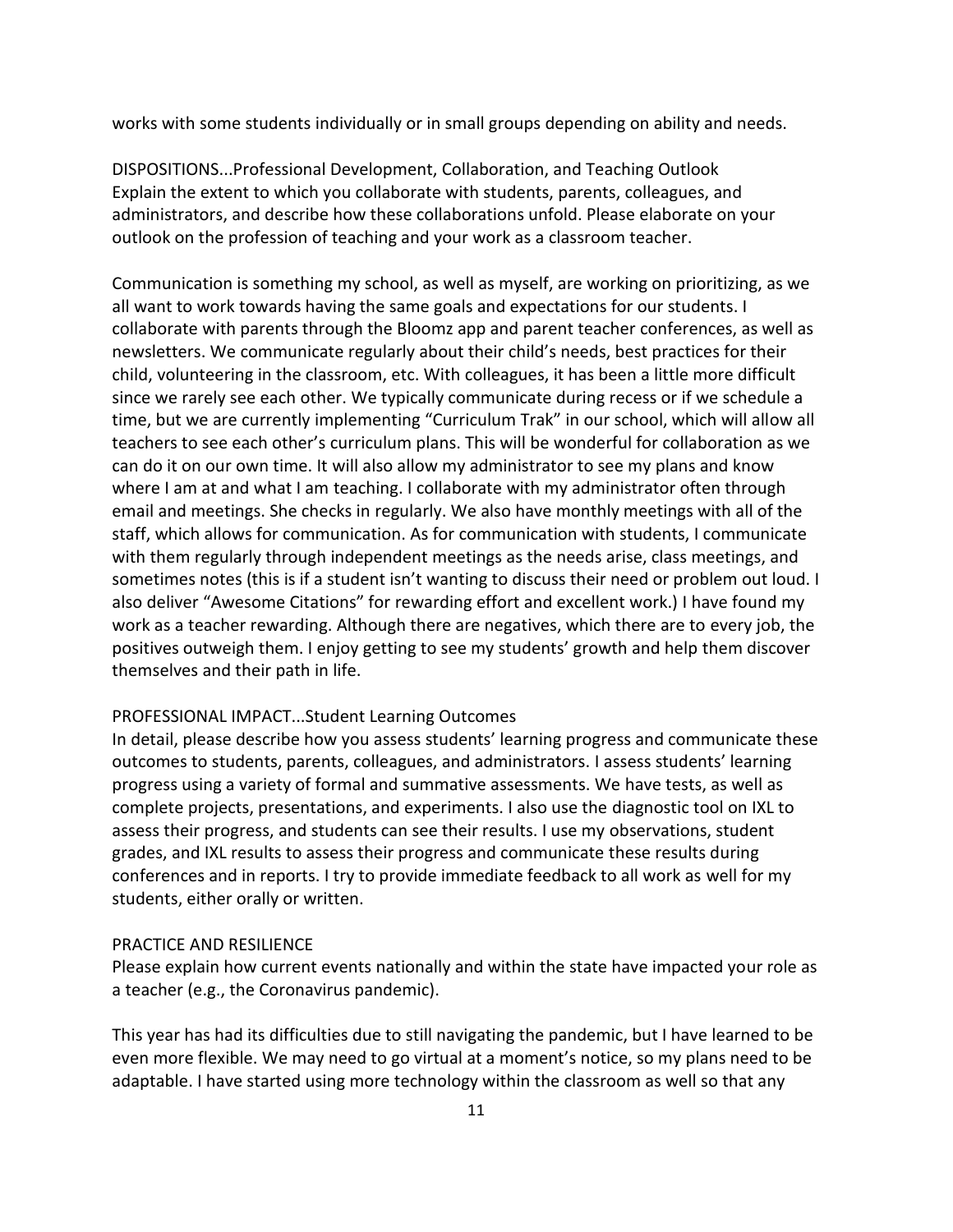works with some students individually or in small groups depending on ability and needs.

DISPOSITIONS...Professional Development, Collaboration, and Teaching Outlook
Explain the extent to which you collaborate with students, parents, colleagues, and administrators, and describe how these collaborations unfold. Please elaborate on your outlook on the profession of teaching and your work as a classroom teacher.

Communication is something my school, as well as myself, are working on prioritizing, as we all want to work towards having the same goals and expectations for our students. I collaborate with parents through the Bloomz app and parent teacher conferences, as well as newsletters. We communicate regularly about their child's needs, best practices for their child, volunteering in the classroom, etc. With colleagues, it has been a little more difficult since we rarely see each other. We typically communicate during recess or if we schedule a time, but we are currently implementing "Curriculum Trak" in our school, which will allow all teachers to see each other's curriculum plans. This will be wonderful for collaboration as we can do it on our own time. It will also allow my administrator to see my plans and know where I am at and what I am teaching. I collaborate with my administrator often through email and meetings. She checks in regularly. We also have monthly meetings with all of the staff, which allows for communication. As for communication with students, I communicate with them regularly through independent meetings as the needs arise, class meetings, and sometimes notes (this is if a student isn't wanting to discuss their need or problem out loud. I also deliver "Awesome Citations" for rewarding effort and excellent work.) I have found my work as a teacher rewarding. Although there are negatives, which there are to every job, the positives outweigh them. I enjoy getting to see my students' growth and help them discover themselves and their path in life.

PROFESSIONAL IMPACT...Student Learning Outcomes
In detail, please describe how you assess students' learning progress and communicate these outcomes to students, parents, colleagues, and administrators. I assess students' learning progress using a variety of formal and summative assessments. We have tests, as well as complete projects, presentations, and experiments. I also use the diagnostic tool on IXL to assess their progress, and students can see their results. I use my observations, student grades, and IXL results to assess their progress and communicate these results during conferences and in reports. I try to provide immediate feedback to all work as well for my students, either orally or written.

PRACTICE AND RESILIENCE
Please explain how current events nationally and within the state have impacted your role as a teacher (e.g., the Coronavirus pandemic).

This year has had its difficulties due to still navigating the pandemic, but I have learned to be even more flexible. We may need to go virtual at a moment's notice, so my plans need to be adaptable. I have started using more technology within the classroom as well so that any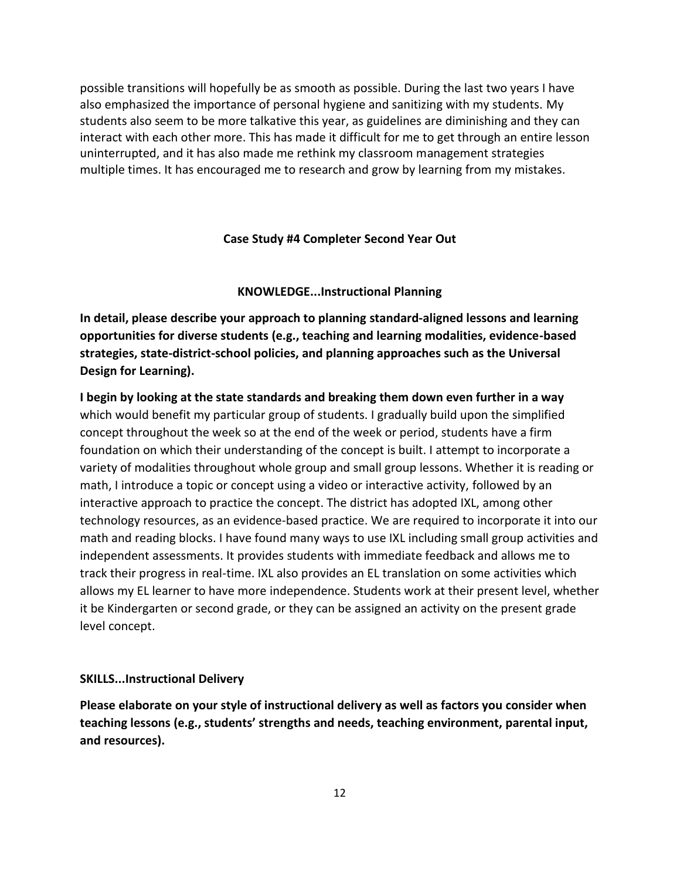possible transitions will hopefully be as smooth as possible. During the last two years I have also emphasized the importance of personal hygiene and sanitizing with my students. My students also seem to be more talkative this year, as guidelines are diminishing and they can interact with each other more. This has made it difficult for me to get through an entire lesson uninterrupted, and it has also made me rethink my classroom management strategies multiple times. It has encouraged me to research and grow by learning from my mistakes.

## Case Study #4 Completer Second Year Out

### KNOWLEDGE...Instructional Planning

**In detail, please describe your approach to planning standard-aligned lessons and learning opportunities for diverse students (e.g., teaching and learning modalities, evidence-based strategies, state-district-school policies, and planning approaches such as the Universal Design for Learning).**

**I begin by looking at the state standards and breaking them down even further in a way** which would benefit my particular group of students. I gradually build upon the simplified concept throughout the week so at the end of the week or period, students have a firm foundation on which their understanding of the concept is built. I attempt to incorporate a variety of modalities throughout whole group and small group lessons. Whether it is reading or math, I introduce a topic or concept using a video or interactive activity, followed by an interactive approach to practice the concept. The district has adopted IXL, among other technology resources, as an evidence-based practice. We are required to incorporate it into our math and reading blocks. I have found many ways to use IXL including small group activities and independent assessments. It provides students with immediate feedback and allows me to track their progress in real-time. IXL also provides an EL translation on some activities which allows my EL learner to have more independence. Students work at their present level, whether it be Kindergarten or second grade, or they can be assigned an activity on the present grade level concept.

### SKILLS...Instructional Delivery

**Please elaborate on your style of instructional delivery as well as factors you consider when teaching lessons (e.g., students' strengths and needs, teaching environment, parental input, and resources).**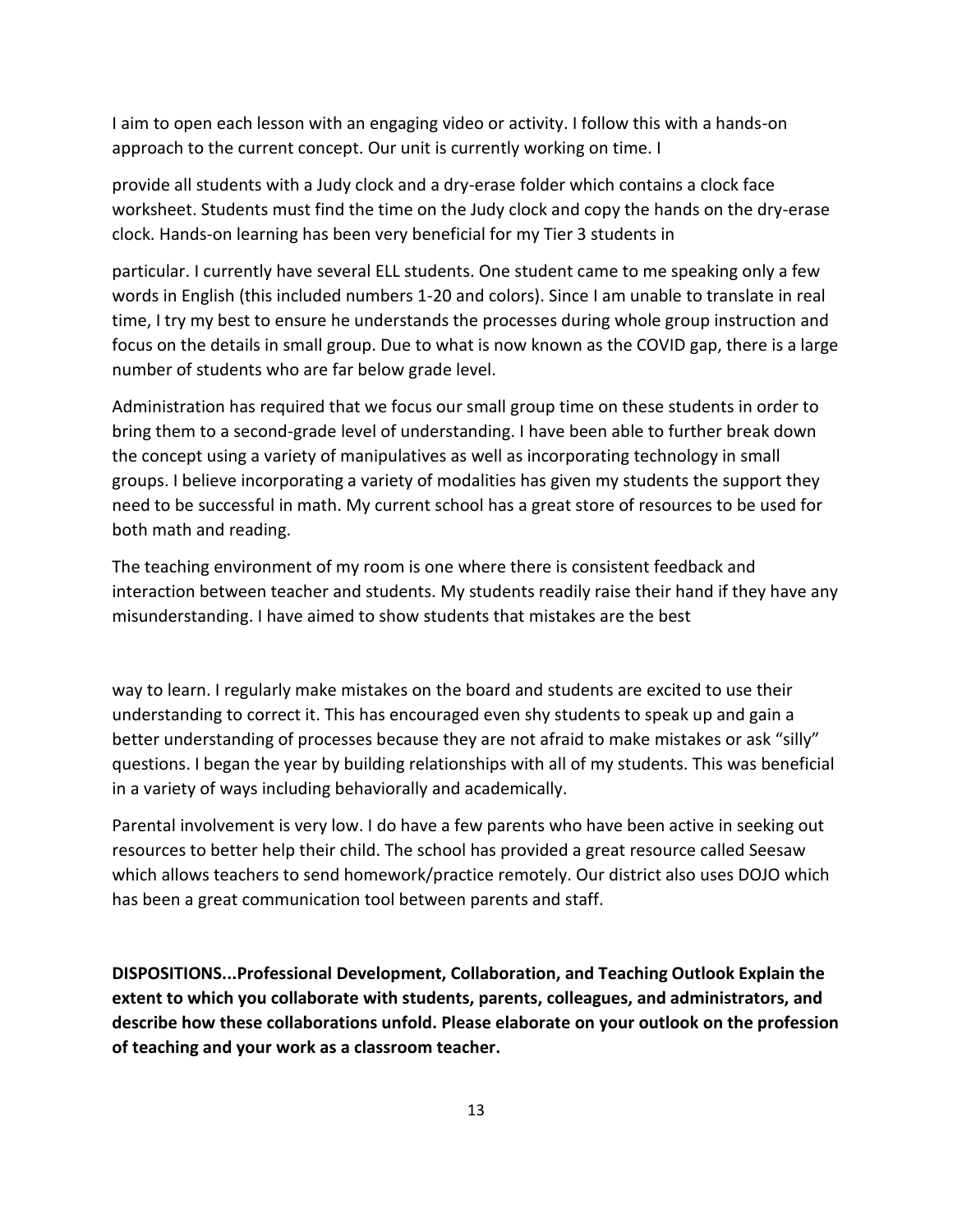I aim to open each lesson with an engaging video or activity. I follow this with a hands-on approach to the current concept. Our unit is currently working on time. I provide all students with a Judy clock and a dry-erase folder which contains a clock face worksheet. Students must find the time on the Judy clock and copy the hands on the dry-erase clock. Hands-on learning has been very beneficial for my Tier 3 students in particular. I currently have several ELL students. One student came to me speaking only a few words in English (this included numbers 1-20 and colors). Since I am unable to translate in real time, I try my best to ensure he understands the processes during whole group instruction and focus on the details in small group. Due to what is now known as the COVID gap, there is a large number of students who are far below grade level.

Administration has required that we focus our small group time on these students in order to bring them to a second-grade level of understanding. I have been able to further break down the concept using a variety of manipulatives as well as incorporating technology in small groups. I believe incorporating a variety of modalities has given my students the support they need to be successful in math. My current school has a great store of resources to be used for both math and reading.

The teaching environment of my room is one where there is consistent feedback and interaction between teacher and students. My students readily raise their hand if they have any misunderstanding. I have aimed to show students that mistakes are the best way to learn. I regularly make mistakes on the board and students are excited to use their understanding to correct it. This has encouraged even shy students to speak up and gain a better understanding of processes because they are not afraid to make mistakes or ask "silly" questions. I began the year by building relationships with all of my students. This was beneficial in a variety of ways including behaviorally and academically.

Parental involvement is very low. I do have a few parents who have been active in seeking out resources to better help their child. The school has provided a great resource called Seesaw which allows teachers to send homework/practice remotely. Our district also uses DOJO which has been a great communication tool between parents and staff.

**DISPOSITIONS...Professional Development, Collaboration, and Teaching Outlook Explain the extent to which you collaborate with students, parents, colleagues, and administrators, and describe how these collaborations unfold. Please elaborate on your outlook on the profession of teaching and your work as a classroom teacher.**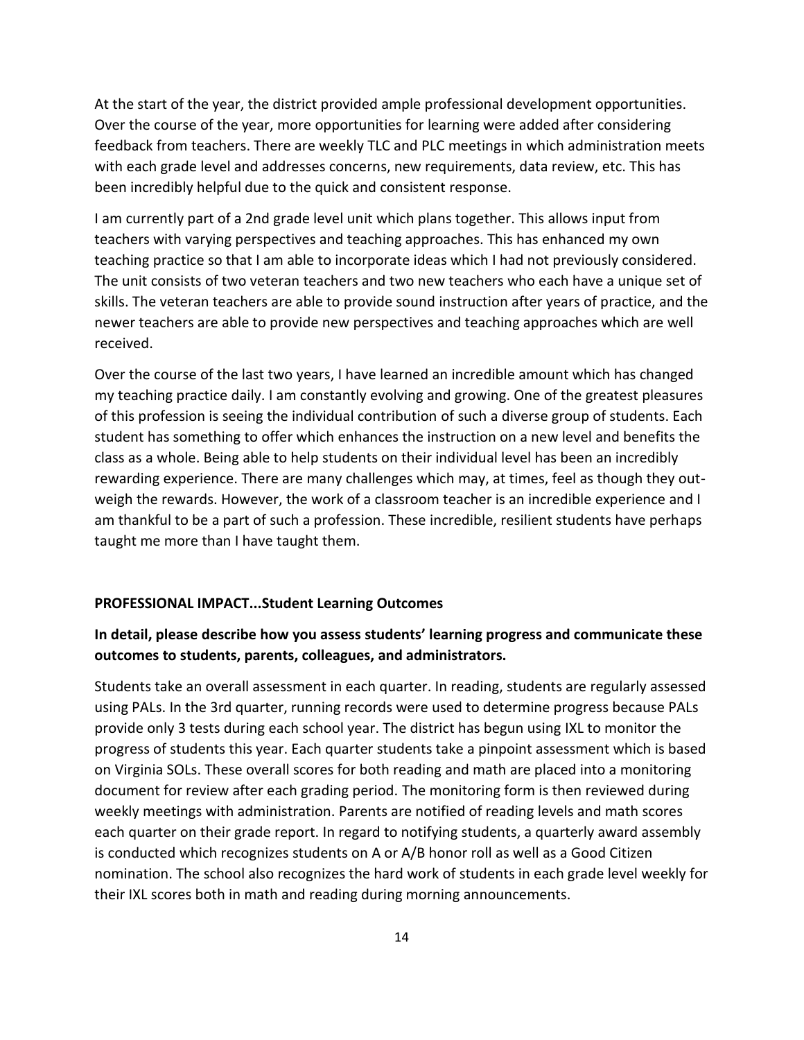At the start of the year, the district provided ample professional development opportunities. Over the course of the year, more opportunities for learning were added after considering feedback from teachers. There are weekly TLC and PLC meetings in which administration meets with each grade level and addresses concerns, new requirements, data review, etc. This has been incredibly helpful due to the quick and consistent response.

I am currently part of a 2nd grade level unit which plans together. This allows input from teachers with varying perspectives and teaching approaches. This has enhanced my own teaching practice so that I am able to incorporate ideas which I had not previously considered. The unit consists of two veteran teachers and two new teachers who each have a unique set of skills. The veteran teachers are able to provide sound instruction after years of practice, and the newer teachers are able to provide new perspectives and teaching approaches which are well received.

Over the course of the last two years, I have learned an incredible amount which has changed my teaching practice daily. I am constantly evolving and growing. One of the greatest pleasures of this profession is seeing the individual contribution of such a diverse group of students. Each student has something to offer which enhances the instruction on a new level and benefits the class as a whole. Being able to help students on their individual level has been an incredibly rewarding experience. There are many challenges which may, at times, feel as though they out-weigh the rewards. However, the work of a classroom teacher is an incredible experience and I am thankful to be a part of such a profession. These incredible, resilient students have perhaps taught me more than I have taught them.

**PROFESSIONAL IMPACT...Student Learning Outcomes**

**In detail, please describe how you assess students' learning progress and communicate these outcomes to students, parents, colleagues, and administrators.**

Students take an overall assessment in each quarter. In reading, students are regularly assessed using PALs. In the 3rd quarter, running records were used to determine progress because PALs provide only 3 tests during each school year. The district has begun using IXL to monitor the progress of students this year. Each quarter students take a pinpoint assessment which is based on Virginia SOLs. These overall scores for both reading and math are placed into a monitoring document for review after each grading period. The monitoring form is then reviewed during weekly meetings with administration. Parents are notified of reading levels and math scores each quarter on their grade report. In regard to notifying students, a quarterly award assembly is conducted which recognizes students on A or A/B honor roll as well as a Good Citizen nomination. The school also recognizes the hard work of students in each grade level weekly for their IXL scores both in math and reading during morning announcements.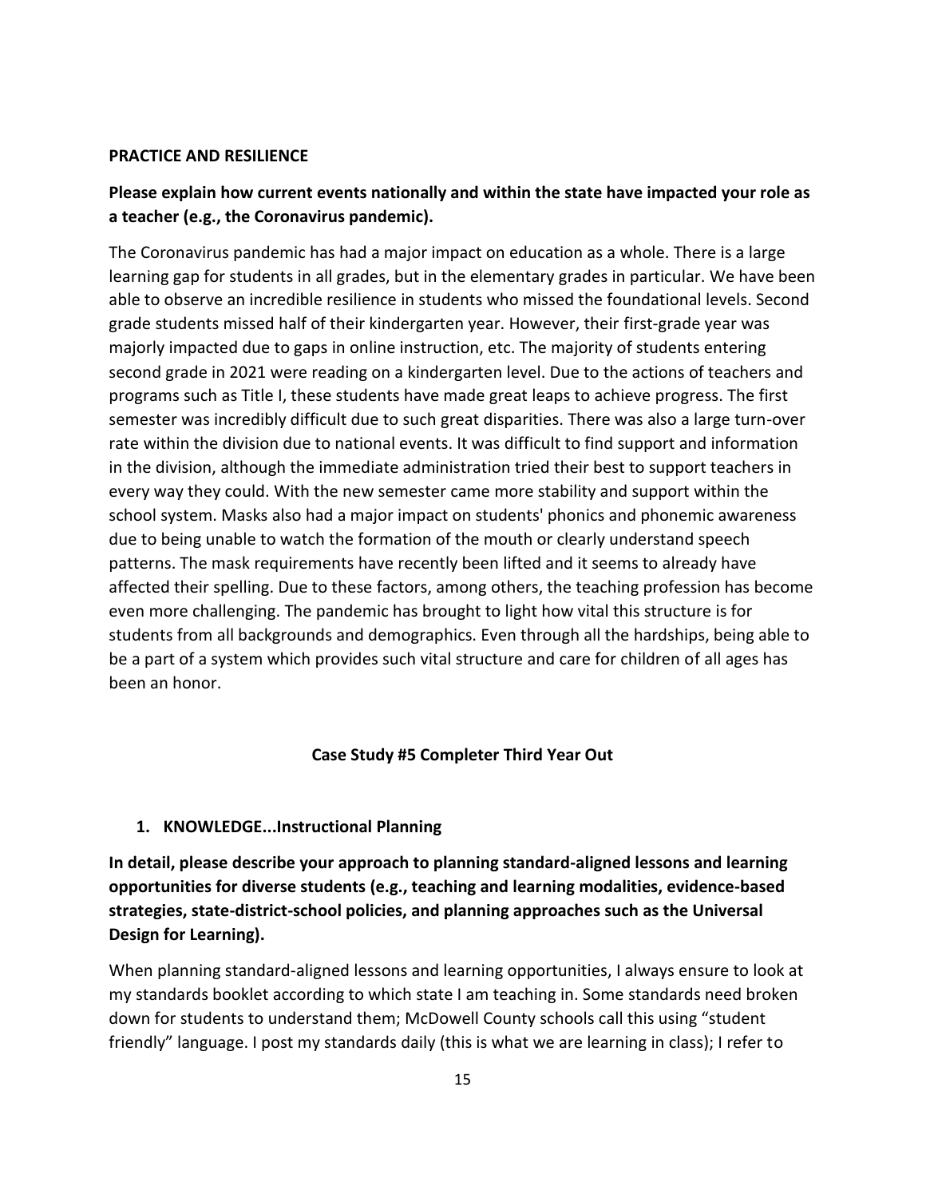**PRACTICE AND RESILIENCE**

**Please explain how current events nationally and within the state have impacted your role as a teacher (e.g., the Coronavirus pandemic).**

The Coronavirus pandemic has had a major impact on education as a whole. There is a large learning gap for students in all grades, but in the elementary grades in particular. We have been able to observe an incredible resilience in students who missed the foundational levels. Second grade students missed half of their kindergarten year. However, their first-grade year was majorly impacted due to gaps in online instruction, etc. The majority of students entering second grade in 2021 were reading on a kindergarten level. Due to the actions of teachers and programs such as Title I, these students have made great leaps to achieve progress. The first semester was incredibly difficult due to such great disparities. There was also a large turn-over rate within the division due to national events. It was difficult to find support and information in the division, although the immediate administration tried their best to support teachers in every way they could. With the new semester came more stability and support within the school system. Masks also had a major impact on students' phonics and phonemic awareness due to being unable to watch the formation of the mouth or clearly understand speech patterns. The mask requirements have recently been lifted and it seems to already have affected their spelling. Due to these factors, among others, the teaching profession has become even more challenging. The pandemic has brought to light how vital this structure is for students from all backgrounds and demographics. Even through all the hardships, being able to be a part of a system which provides such vital structure and care for children of all ages has been an honor.

## Case Study #5 Completer Third Year Out

1. **KNOWLEDGE...Instructional Planning**

**In detail, please describe your approach to planning standard-aligned lessons and learning opportunities for diverse students (e.g., teaching and learning modalities, evidence-based strategies, state-district-school policies, and planning approaches such as the Universal Design for Learning).**

When planning standard-aligned lessons and learning opportunities, I always ensure to look at my standards booklet according to which state I am teaching in. Some standards need broken down for students to understand them; McDowell County schools call this using "student friendly" language. I post my standards daily (this is what we are learning in class); I refer to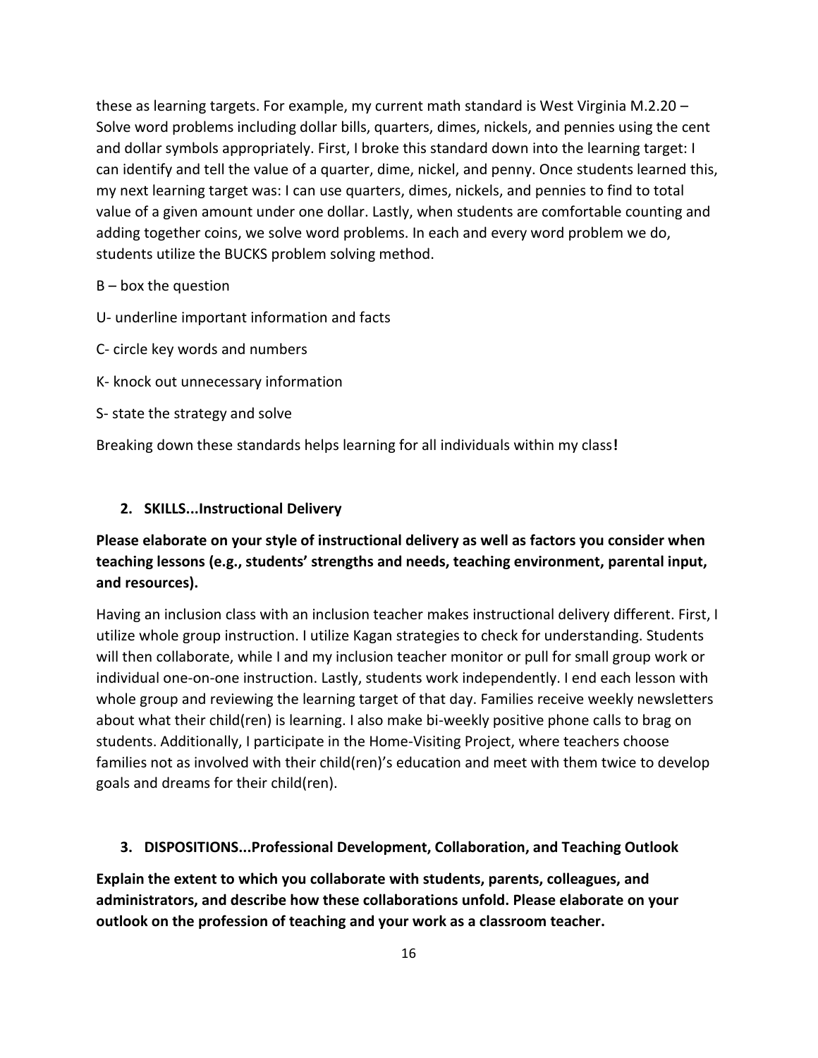these as learning targets. For example, my current math standard is West Virginia M.2.20 – Solve word problems including dollar bills, quarters, dimes, nickels, and pennies using the cent and dollar symbols appropriately. First, I broke this standard down into the learning target: I can identify and tell the value of a quarter, dime, nickel, and penny. Once students learned this, my next learning target was: I can use quarters, dimes, nickels, and pennies to find to total value of a given amount under one dollar. Lastly, when students are comfortable counting and adding together coins, we solve word problems. In each and every word problem we do, students utilize the BUCKS problem solving method.

B – box the question

U- underline important information and facts

C- circle key words and numbers

K- knock out unnecessary information

S- state the strategy and solve

Breaking down these standards helps learning for all individuals within my class**!**

2. **SKILLS...Instructional Delivery**

**Please elaborate on your style of instructional delivery as well as factors you consider when teaching lessons (e.g., students' strengths and needs, teaching environment, parental input, and resources).**

Having an inclusion class with an inclusion teacher makes instructional delivery different. First, I utilize whole group instruction. I utilize Kagan strategies to check for understanding. Students will then collaborate, while I and my inclusion teacher monitor or pull for small group work or individual one-on-one instruction. Lastly, students work independently. I end each lesson with whole group and reviewing the learning target of that day. Families receive weekly newsletters about what their child(ren) is learning. I also make bi-weekly positive phone calls to brag on students. Additionally, I participate in the Home-Visiting Project, where teachers choose families not as involved with their child(ren)'s education and meet with them twice to develop goals and dreams for their child(ren).

3. **DISPOSITIONS...Professional Development, Collaboration, and Teaching Outlook**

**Explain the extent to which you collaborate with students, parents, colleagues, and administrators, and describe how these collaborations unfold. Please elaborate on your outlook on the profession of teaching and your work as a classroom teacher.**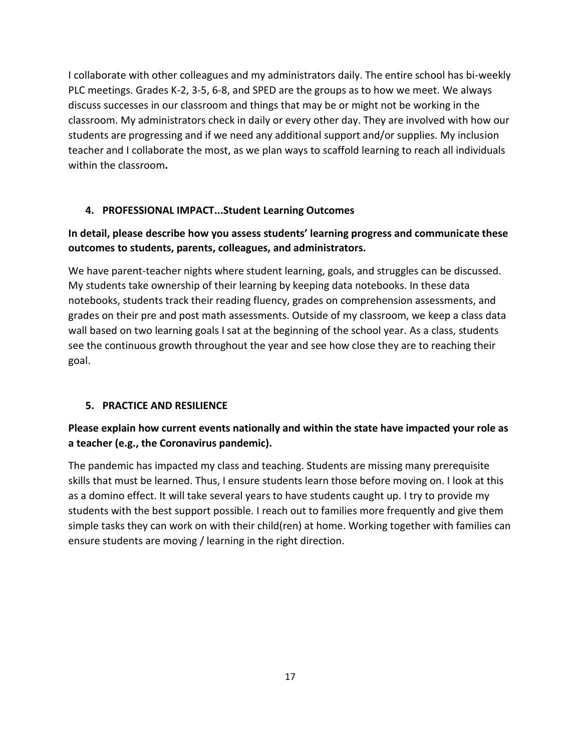I collaborate with other colleagues and my administrators daily. The entire school has bi-weekly PLC meetings. Grades K-2, 3-5, 6-8, and SPED are the groups as to how we meet. We always discuss successes in our classroom and things that may be or might not be working in the classroom. My administrators check in daily or every other day. They are involved with how our students are progressing and if we need any additional support and/or supplies. My inclusion teacher and I collaborate the most, as we plan ways to scaffold learning to reach all individuals within the classroom**.**

### 4. PROFESSIONAL IMPACT...Student Learning Outcomes

**In detail, please describe how you assess students' learning progress and communicate these outcomes to students, parents, colleagues, and administrators.**

We have parent-teacher nights where student learning, goals, and struggles can be discussed. My students take ownership of their learning by keeping data notebooks. In these data notebooks, students track their reading fluency, grades on comprehension assessments, and grades on their pre and post math assessments. Outside of my classroom, we keep a class data wall based on two learning goals I sat at the beginning of the school year. As a class, students see the continuous growth throughout the year and see how close they are to reaching their goal.

### 5. PRACTICE AND RESILIENCE

**Please explain how current events nationally and within the state have impacted your role as a teacher (e.g., the Coronavirus pandemic).**

The pandemic has impacted my class and teaching. Students are missing many prerequisite skills that must be learned. Thus, I ensure students learn those before moving on. I look at this as a domino effect. It will take several years to have students caught up. I try to provide my students with the best support possible. I reach out to families more frequently and give them simple tasks they can work on with their child(ren) at home. Working together with families can ensure students are moving / learning in the right direction.